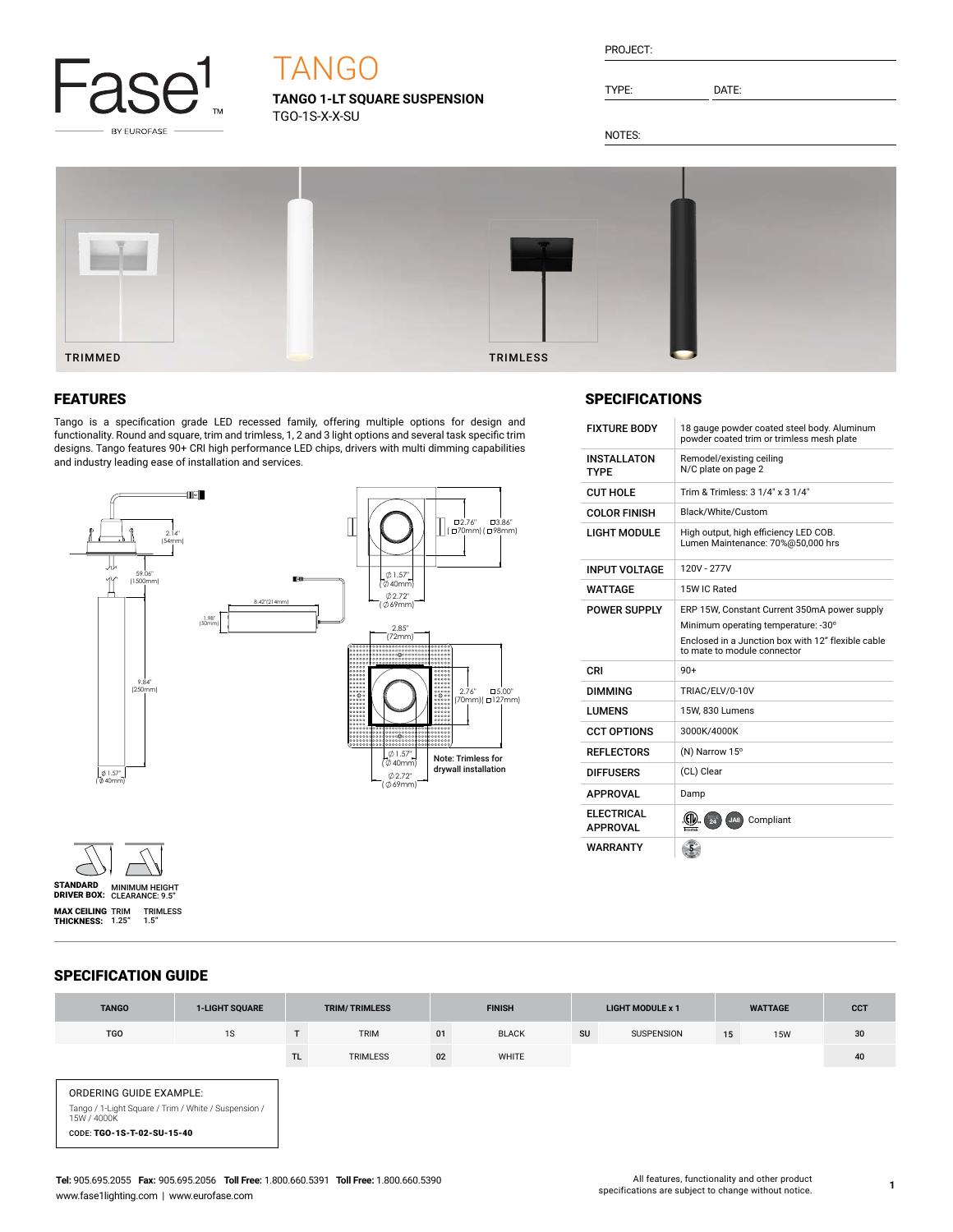Fase1 BY EUROFASE

# TANGO

**TANGO 1-LT SQUARE SUSPENSION**
TGO-1S-X-X-SU

PROJECT:

TYPE: DATE:

NOTES:

TRIMMED TRIMLESS

## FEATURES

Tango is a specification grade LED recessed family, offering multiple options for design and functionality. Round and square, trim and trimless, 1, 2 and 3 light options and several task specific trim designs. Tango features 90+ CRI high performance LED chips, drivers with multi dimming capabilities and industry leading ease of installation and services.

2.14" (54mm)
59.06" (1500mm)
9.84" (250mm)
Ø1.57" (Ø40mm)
8.42"(214mm)
1.98" (50mm)
□2.76" (□70mm) □3.86" (□98mm)
Ø1.57" (Ø40mm)
Ø2.72" (Ø69mm)
2.85" (72mm)
2.76" (70mm) □5.00" (□127mm)
Ø1.57" (Ø40mm)
Ø2.72" (Ø69mm)
Note: Trimless for drywall installation

**STANDARD DRIVER BOX:** **MINIMUM HEIGHT CLEARANCE: 9.5"**

**MAX CEILING THICKNESS:** TRIM 1.25" TRIMLESS 1.5"

## SPECIFICATIONS

| | |
|---|---|
| **FIXTURE BODY** | 18 gauge powder coated steel body. Aluminum powder coated trim or trimless mesh plate |
| **INSTALLATON TYPE** | Remodel/existing ceiling<br>N/C plate on page 2 |
| **CUT HOLE** | Trim & Trimless: 3 1/4" x 3 1/4" |
| **COLOR FINISH** | Black/White/Custom |
| **LIGHT MODULE** | High output, high efficiency LED COB.<br>Lumen Maintenance: 70%@50,000 hrs |
| **INPUT VOLTAGE** | 120V - 277V |
| **WATTAGE** | 15W IC Rated |
| **POWER SUPPLY** | ERP 15W, Constant Current 350mA power supply<br>Minimum operating temperature: -30º<br>Enclosed in a Junction box with 12" flexible cable to mate to module connector |
| **CRI** | 90+ |
| **DIMMING** | TRIAC/ELV/0-10V |
| **LUMENS** | 15W, 830 Lumens |
| **CCT OPTIONS** | 3000K/4000K |
| **REFLECTORS** | (N) Narrow 15º |
| **DIFFUSERS** | (CL) Clear |
| **APPROVAL** | Damp |
| **ELECTRICAL APPROVAL** | ETL, 24, JA8 Compliant |
| **WARRANTY** | 5 |

## SPECIFICATION GUIDE

| TANGO | 1-LIGHT SQUARE | TRIM/ TRIMLESS | | FINISH | | LIGHT MODULE x 1 | | WATTAGE | | CCT |
|---|---|---|---|---|---|---|---|---|---|---|
| TGO | 1S | T | TRIM | 01 | BLACK | SU | SUSPENSION | 15 | 15W | 30 |
| | | TL | TRIMLESS | 02 | WHITE | | | | | 40 |

ORDERING GUIDE EXAMPLE:
Tango / 1-Light Square / Trim / White / Suspension / 15W / 4000K
CODE: **TGO-1S-T-02-SU-15-40**

**Tel:** 905.695.2055 **Fax:** 905.695.2056 **Toll Free:** 1.800.660.5391 **Toll Free:** 1.800.660.5390
www.fase1lighting.com | www.eurofase.com

All features, functionality and other product specifications are subject to change without notice.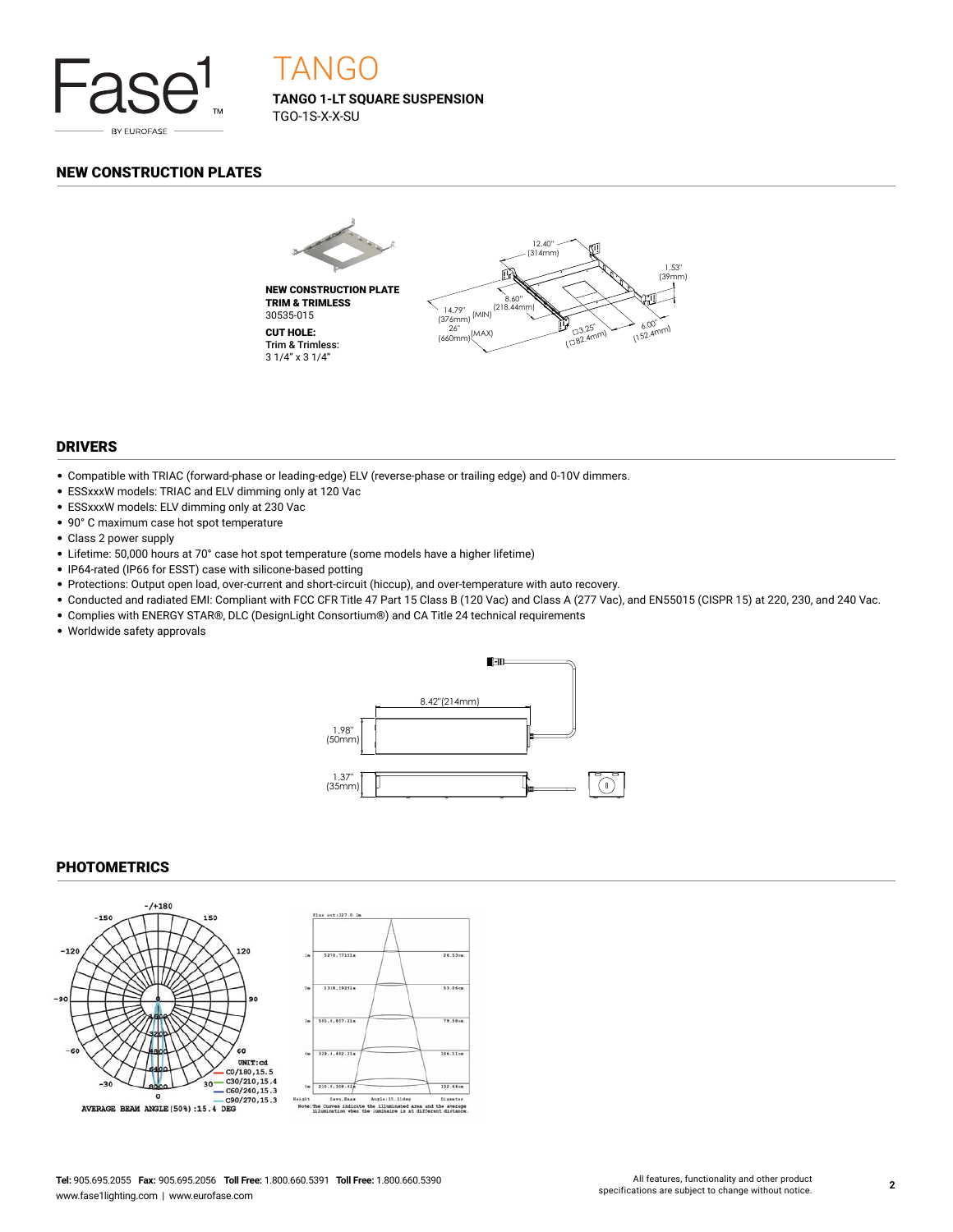# TANGO

**TANGO 1-LT SQUARE SUSPENSION**

TGO-1S-X-X-SU

## NEW CONSTRUCTION PLATES

**NEW CONSTRUCTION PLATE TRIM & TRIMLESS**
30535-015

**CUT HOLE:**
Trim & Trimless:
3 1/4" x 3 1/4"

12.40" (314mm)
1.53" (39mm)
8.60" (218.44mm)
14.79" (376mm) (MIN)
26" (660mm) (MAX)
□3.25" (□82.4mm)
6.00" (152.4mm)

## DRIVERS

- Compatible with TRIAC (forward-phase or leading-edge) ELV (reverse-phase or trailing edge) and 0-10V dimmers.
- ESSxxxW models: TRIAC and ELV dimming only at 120 Vac
- ESSxxxW models: ELV dimming only at 230 Vac
- 90° C maximum case hot spot temperature
- Class 2 power supply
- Lifetime: 50,000 hours at 70° case hot spot temperature (some models have a higher lifetime)
- IP64-rated (IP66 for ESST) case with silicone-based potting
- Protections: Output open load, over-current and short-circuit (hiccup), and over-temperature with auto recovery.
- Conducted and radiated EMI: Compliant with FCC CFR Title 47 Part 15 Class B (120 Vac) and Class A (277 Vac), and EN55015 (CISPR 15) at 220, 230, and 240 Vac.
- Complies with ENERGY STAR®, DLC (DesignLight Consortium®) and CA Title 24 technical requirements
- Worldwide safety approvals

8.42"(214mm)
1.98" (50mm)
1.37" (35mm)

## PHOTOMETRICS

-/+180
-150 150
-120 120
-90 90
-60 60
-30 30
0
1600
3200
4800
6400
8000
UNIT:cd
C0/180,15.5
C30/210,15.4
C60/240,15.3
C90/270,15.3
AVERAGE BEAM ANGLE(50%):15.4 DEG

Flux out:327.0 lm
1m 5270.77131x 26.53cm
2m 1318.19291x 53.06cm
3m 585.4,857.11x 79.59cm
4m 329.4,482.21x 106.11cm
5m 210.8,308.61x 132.64cm
Height Eavg.Emax Angle:15.31deg Diameter
Note:The Curves indicate the illuminated area and the average illumination when the luminaire is at different distance.

**Tel:** 905.695.2055 **Fax:** 905.695.2056 **Toll Free:** 1.800.660.5391 **Toll Free:** 1.800.660.5390
www.fase1lighting.com | www.eurofase.com

All features, functionality and other product specifications are subject to change without notice.